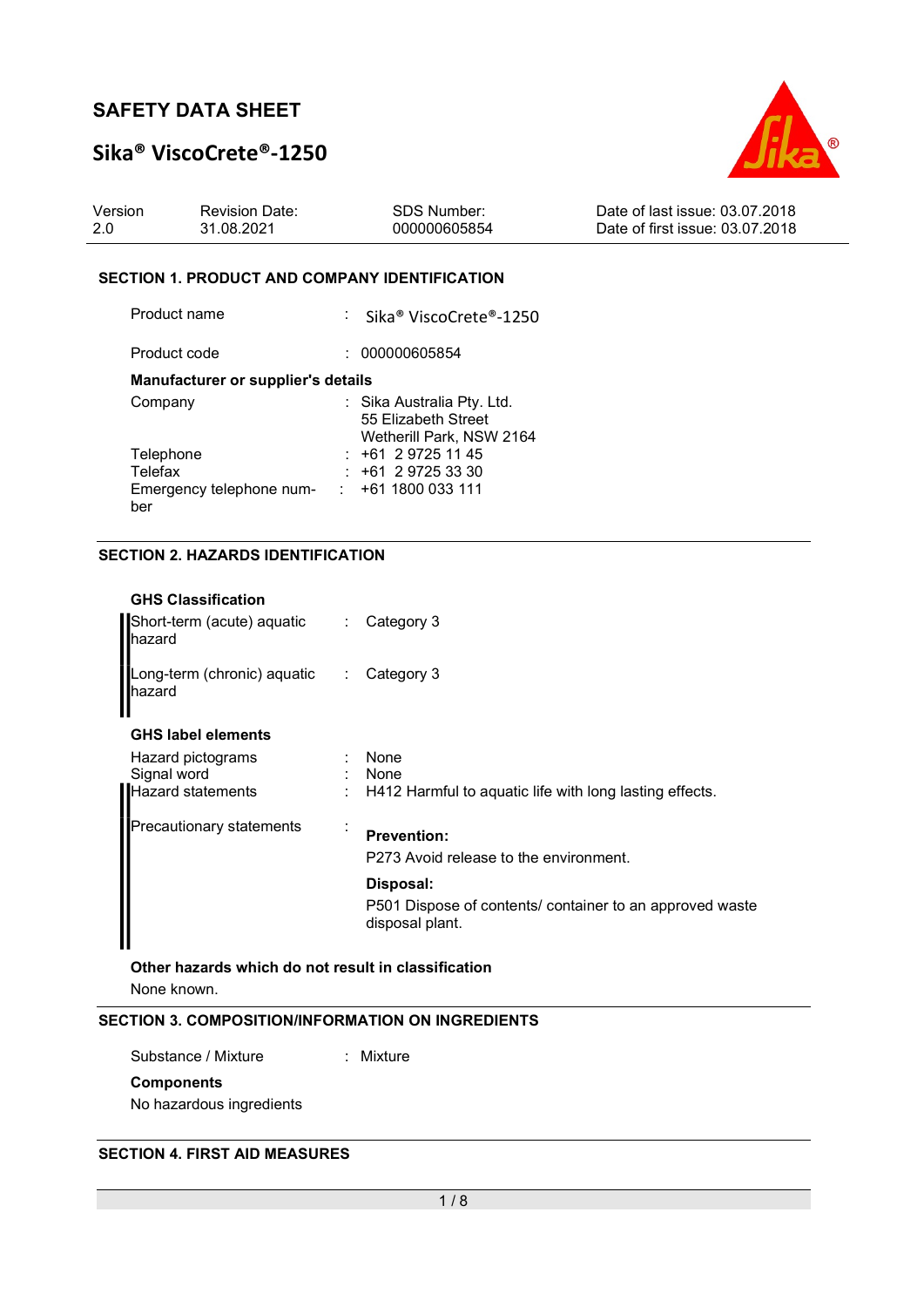# SAFETY DATA SHEET

## Sika® ViscoCrete®-1250

| Version | Revision Date: | SDS Number: | Date of last issue: 03.07.2018 |
|---|---|---|---|
| 2.0 | 31.08.2021 | 000000605854 | Date of first issue: 03.07.2018 |

### SECTION 1. PRODUCT AND COMPANY IDENTIFICATION

Product name : Sika® ViscoCrete®-1250

Product code : 000000605854

**Manufacturer or supplier's details**

Company : Sika Australia Pty. Ltd.
55 Elizabeth Street
Wetherill Park, NSW 2164

Telephone : +61 2 9725 11 45

Telefax : +61 2 9725 33 30

Emergency telephone number : +61 1800 033 111

### SECTION 2. HAZARDS IDENTIFICATION

**GHS Classification**

Short-term (acute) aquatic hazard : Category 3

Long-term (chronic) aquatic hazard : Category 3

**GHS label elements**

Hazard pictograms : None

Signal word : None

Hazard statements : H412 Harmful to aquatic life with long lasting effects.

Precautionary statements :

**Prevention:**

P273 Avoid release to the environment.

**Disposal:**

P501 Dispose of contents/ container to an approved waste disposal plant.

**Other hazards which do not result in classification**

None known.

### SECTION 3. COMPOSITION/INFORMATION ON INGREDIENTS

Substance / Mixture : Mixture

**Components**

No hazardous ingredients

### SECTION 4. FIRST AID MEASURES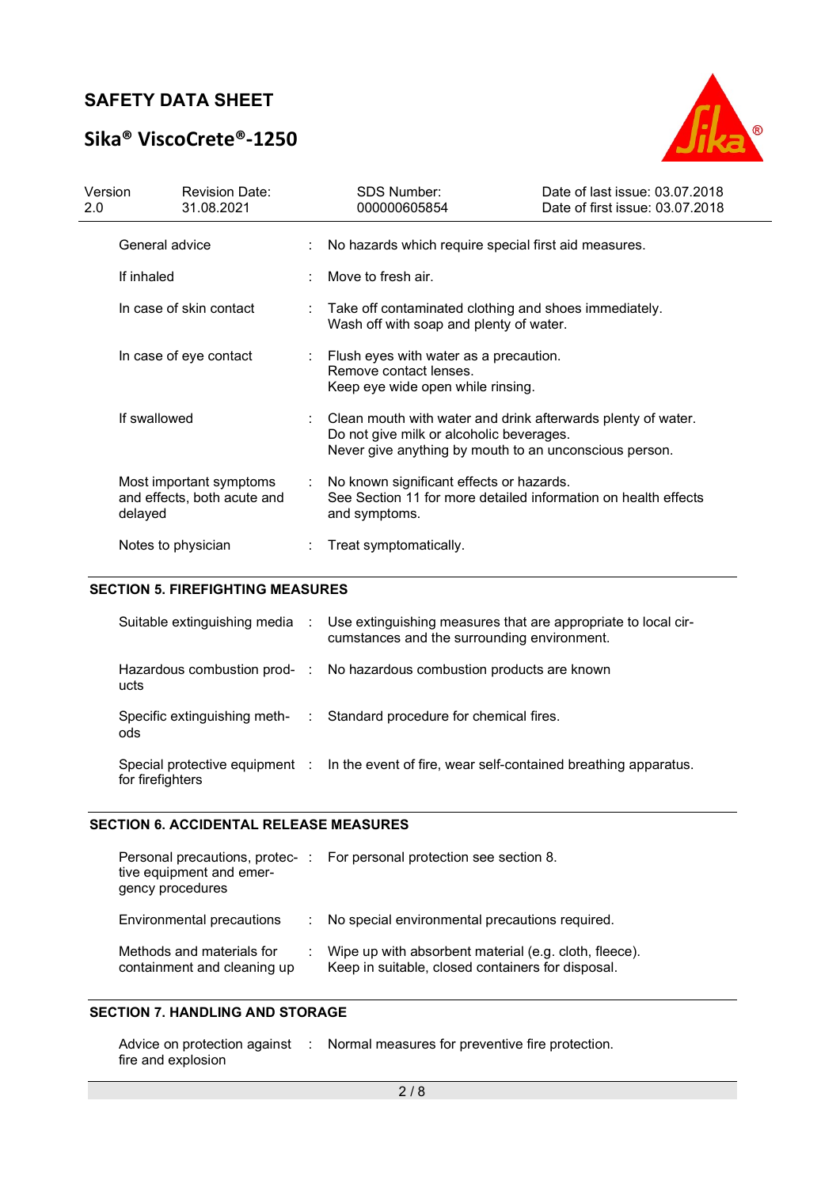| | | |
|---|---|---|
| General advice | : | No hazards which require special first aid measures. |
| If inhaled | : | Move to fresh air. |
| In case of skin contact | : | Take off contaminated clothing and shoes immediately.<br>Wash off with soap and plenty of water. |
| In case of eye contact | : | Flush eyes with water as a precaution.<br>Remove contact lenses.<br>Keep eye wide open while rinsing. |
| If swallowed | : | Clean mouth with water and drink afterwards plenty of water.<br>Do not give milk or alcoholic beverages.<br>Never give anything by mouth to an unconscious person. |
| Most important symptoms and effects, both acute and delayed | : | No known significant effects or hazards.<br>See Section 11 for more detailed information on health effects and symptoms. |
| Notes to physician | : | Treat symptomatically. |

## SECTION 5. FIREFIGHTING MEASURES

| | | |
|---|---|---|
| Suitable extinguishing media | : | Use extinguishing measures that are appropriate to local circumstances and the surrounding environment. |
| Hazardous combustion products | : | No hazardous combustion products are known |
| Specific extinguishing methods | : | Standard procedure for chemical fires. |
| Special protective equipment for firefighters | : | In the event of fire, wear self-contained breathing apparatus. |

## SECTION 6. ACCIDENTAL RELEASE MEASURES

| | | |
|---|---|---|
| Personal precautions, protective equipment and emergency procedures | : | For personal protection see section 8. |
| Environmental precautions | : | No special environmental precautions required. |
| Methods and materials for containment and cleaning up | : | Wipe up with absorbent material (e.g. cloth, fleece).<br>Keep in suitable, closed containers for disposal. |

## SECTION 7. HANDLING AND STORAGE

| | | |
|---|---|---|
| Advice on protection against fire and explosion | : | Normal measures for preventive fire protection. |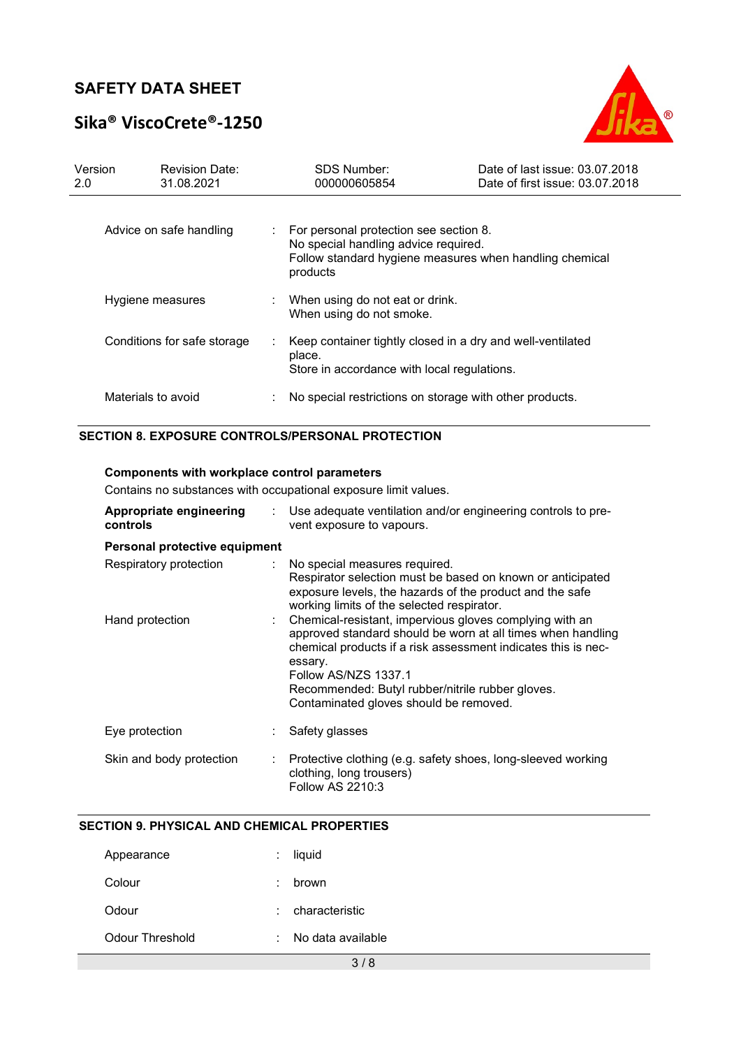| | | |
|---|---|---|
| Advice on safe handling | : | For personal protection see section 8. No special handling advice required. Follow standard hygiene measures when handling chemical products |
| Hygiene measures | : | When using do not eat or drink. When using do not smoke. |
| Conditions for safe storage | : | Keep container tightly closed in a dry and well-ventilated place. Store in accordance with local regulations. |
| Materials to avoid | : | No special restrictions on storage with other products. |

## SECTION 8. EXPOSURE CONTROLS/PERSONAL PROTECTION

**Components with workplace control parameters**

Contains no substances with occupational exposure limit values.

| | | |
|---|---|---|
| **Appropriate engineering controls** | : | Use adequate ventilation and/or engineering controls to prevent exposure to vapours. |

**Personal protective equipment**

| | | |
|---|---|---|
| Respiratory protection | : | No special measures required. Respirator selection must be based on known or anticipated exposure levels, the hazards of the product and the safe working limits of the selected respirator. |
| Hand protection | : | Chemical-resistant, impervious gloves complying with an approved standard should be worn at all times when handling chemical products if a risk assessment indicates this is necessary. Follow AS/NZS 1337.1 Recommended: Butyl rubber/nitrile rubber gloves. Contaminated gloves should be removed. |
| Eye protection | : | Safety glasses |
| Skin and body protection | : | Protective clothing (e.g. safety shoes, long-sleeved working clothing, long trousers) Follow AS 2210:3 |

## SECTION 9. PHYSICAL AND CHEMICAL PROPERTIES

| | | |
|---|---|---|
| Appearance | : | liquid |
| Colour | : | brown |
| Odour | : | characteristic |
| Odour Threshold | : | No data available |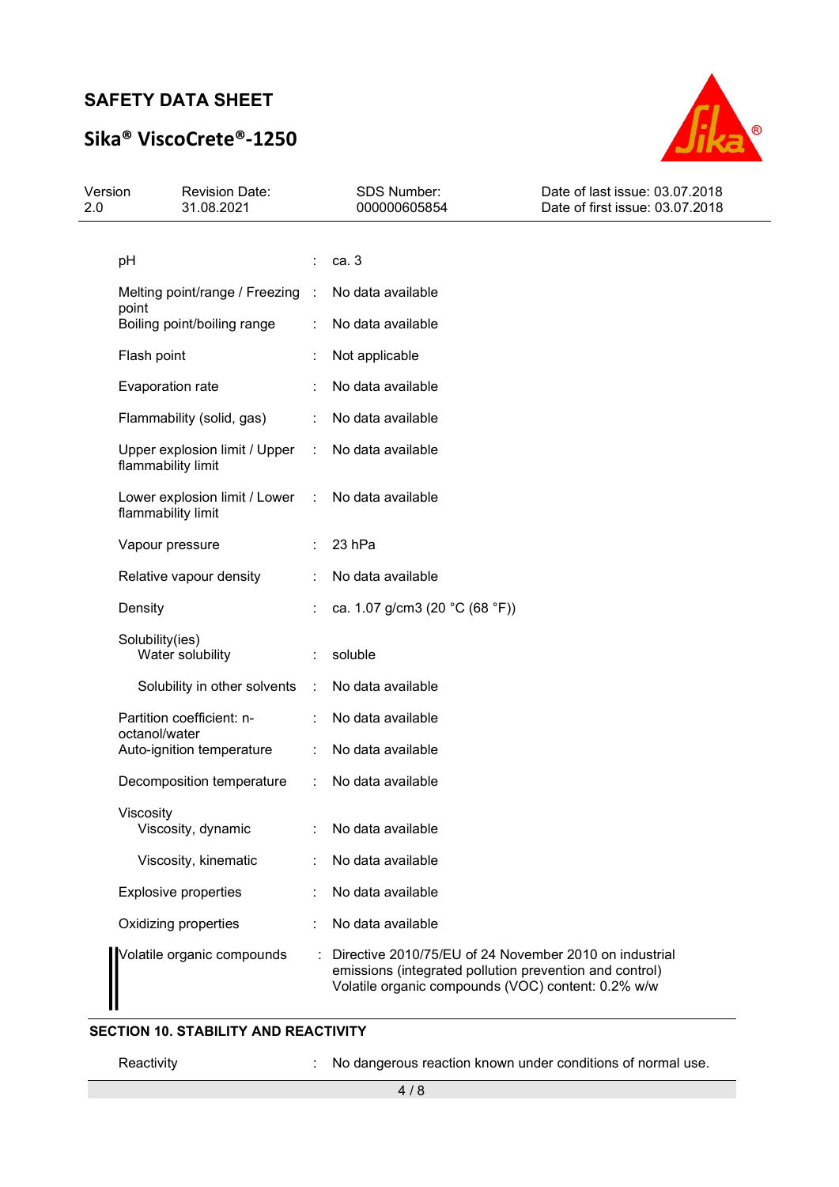| | | |
|---|---|---|
| pH | : | ca. 3 |
| Melting point/range / Freezing point | : | No data available |
| Boiling point/boiling range | : | No data available |
| Flash point | : | Not applicable |
| Evaporation rate | : | No data available |
| Flammability (solid, gas) | : | No data available |
| Upper explosion limit / Upper flammability limit | : | No data available |
| Lower explosion limit / Lower flammability limit | : | No data available |
| Vapour pressure | : | 23 hPa |
| Relative vapour density | : | No data available |
| Density | : | ca. 1.07 g/cm3 (20 °C (68 °F)) |
| Solubility(ies) | | |
| Water solubility | : | soluble |
| Solubility in other solvents | : | No data available |
| Partition coefficient: n-octanol/water | : | No data available |
| Auto-ignition temperature | : | No data available |
| Decomposition temperature | : | No data available |
| Viscosity | | |
| Viscosity, dynamic | : | No data available |
| Viscosity, kinematic | : | No data available |
| Explosive properties | : | No data available |
| Oxidizing properties | : | No data available |
| Volatile organic compounds | : | Directive 2010/75/EU of 24 November 2010 on industrial emissions (integrated pollution prevention and control) Volatile organic compounds (VOC) content: 0.2% w/w |

## SECTION 10. STABILITY AND REACTIVITY

| | | |
|---|---|---|
| Reactivity | : | No dangerous reaction known under conditions of normal use. |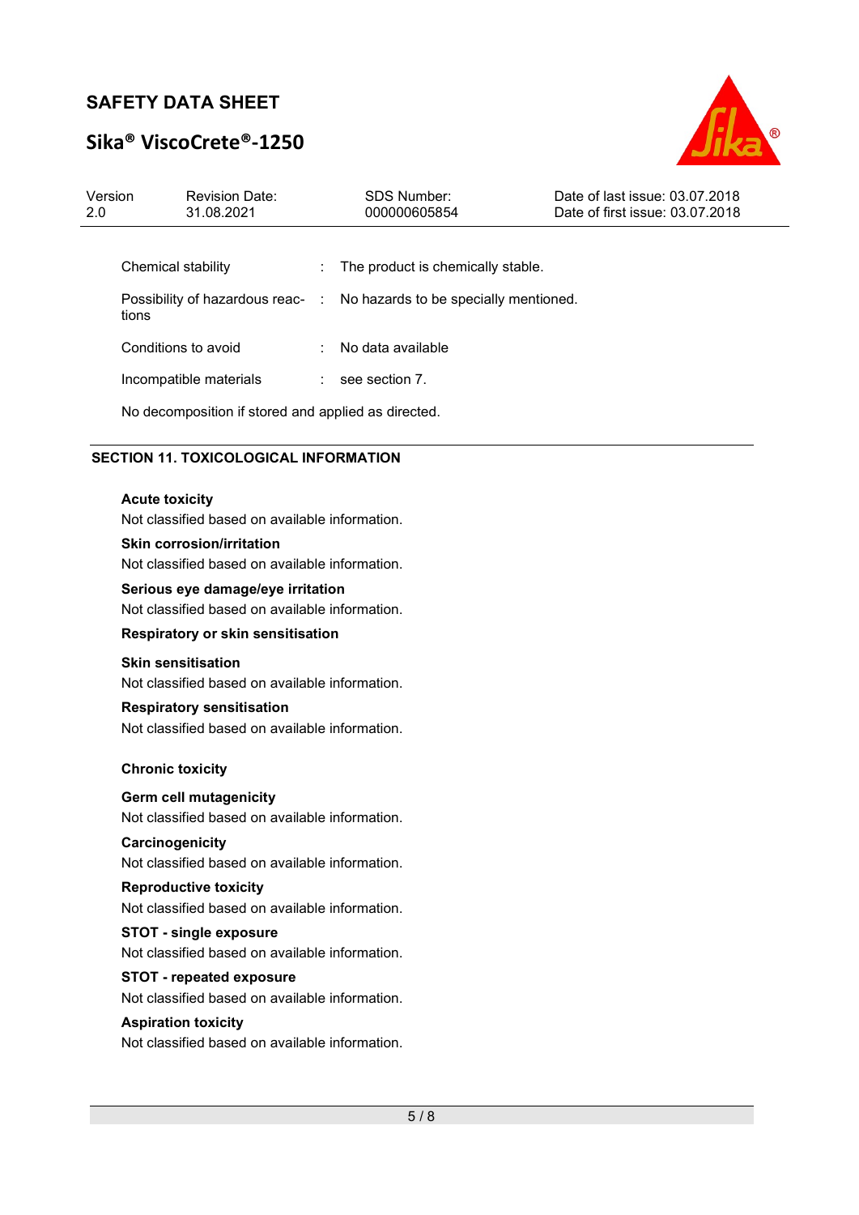| | | |
|---|---|---|
| Chemical stability | : | The product is chemically stable. |
| Possibility of hazardous reactions | : | No hazards to be specially mentioned. |
| Conditions to avoid | : | No data available |
| Incompatible materials | : | see section 7. |

No decomposition if stored and applied as directed.

## SECTION 11. TOXICOLOGICAL INFORMATION

**Acute toxicity**

Not classified based on available information.

**Skin corrosion/irritation**

Not classified based on available information.

**Serious eye damage/eye irritation**

Not classified based on available information.

**Respiratory or skin sensitisation**

**Skin sensitisation**

Not classified based on available information.

**Respiratory sensitisation**

Not classified based on available information.

**Chronic toxicity**

**Germ cell mutagenicity**

Not classified based on available information.

**Carcinogenicity**

Not classified based on available information.

**Reproductive toxicity**

Not classified based on available information.

**STOT - single exposure**

Not classified based on available information.

**STOT - repeated exposure**

Not classified based on available information.

**Aspiration toxicity**

Not classified based on available information.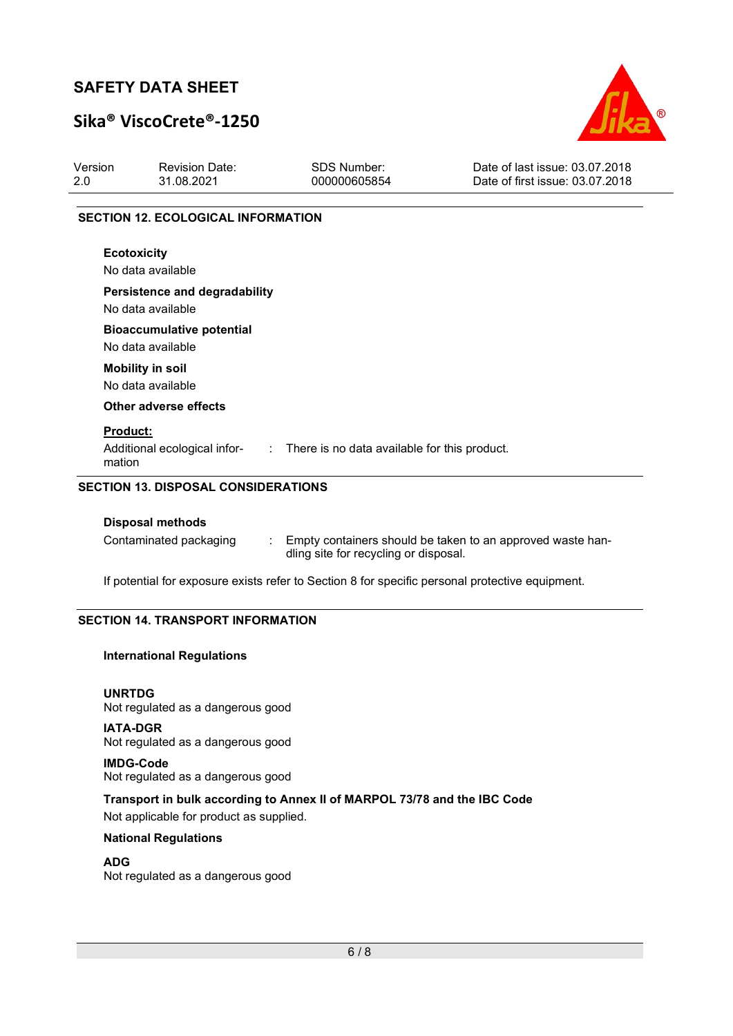## SECTION 12. ECOLOGICAL INFORMATION

**Ecotoxicity**

No data available

**Persistence and degradability**

No data available

**Bioaccumulative potential**

No data available

**Mobility in soil**

No data available

**Other adverse effects**

**Product:**

Additional ecological information : There is no data available for this product.

## SECTION 13. DISPOSAL CONSIDERATIONS

**Disposal methods**

Contaminated packaging : Empty containers should be taken to an approved waste handling site for recycling or disposal.

If potential for exposure exists refer to Section 8 for specific personal protective equipment.

## SECTION 14. TRANSPORT INFORMATION

**International Regulations**

**UNRTDG**

Not regulated as a dangerous good

**IATA-DGR**

Not regulated as a dangerous good

**IMDG-Code**

Not regulated as a dangerous good

**Transport in bulk according to Annex II of MARPOL 73/78 and the IBC Code**

Not applicable for product as supplied.

**National Regulations**

**ADG**

Not regulated as a dangerous good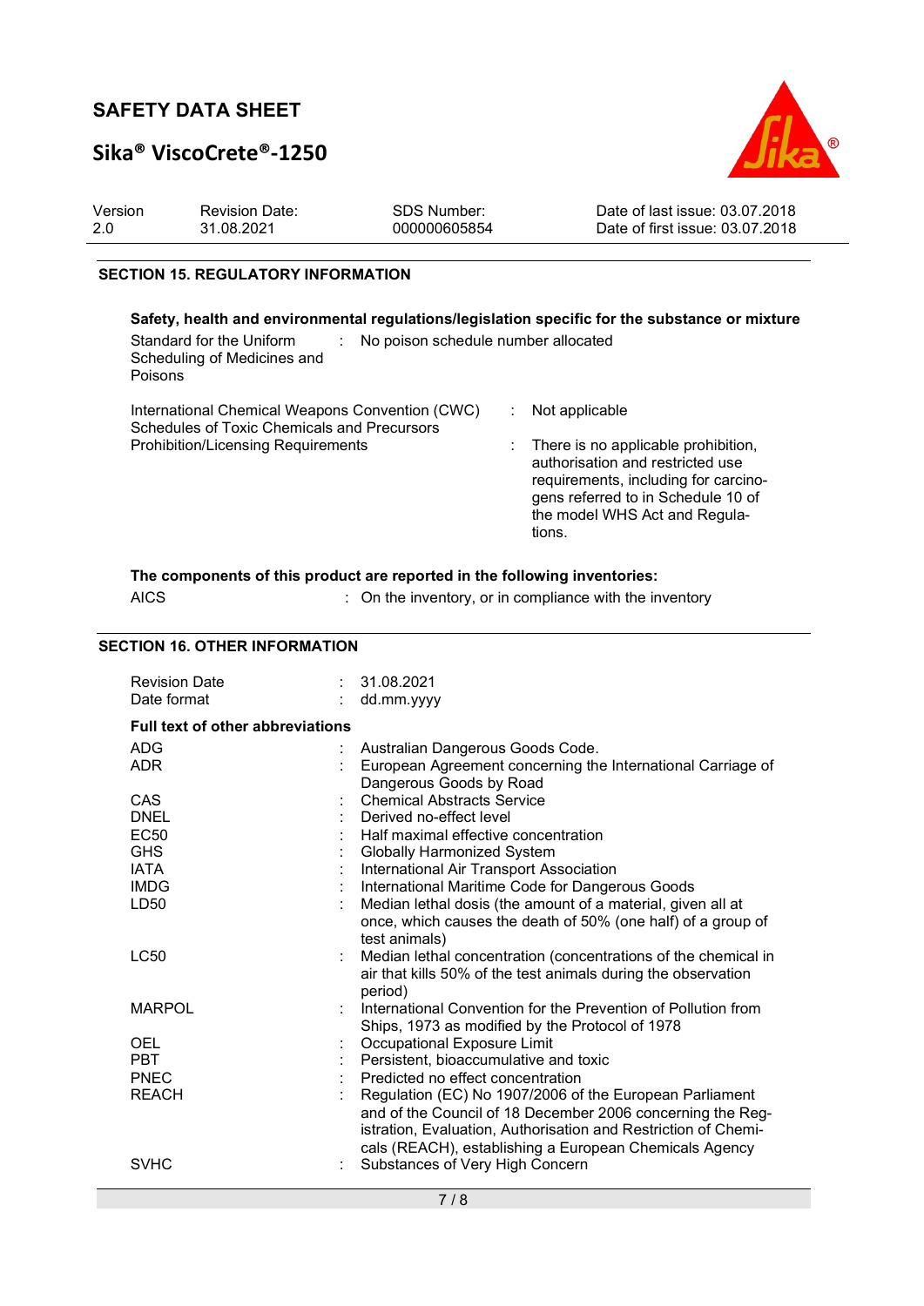## SECTION 15. REGULATORY INFORMATION

**Safety, health and environmental regulations/legislation specific for the substance or mixture**

| | |
|---|---|
| Standard for the Uniform Scheduling of Medicines and Poisons | : No poison schedule number allocated |
| International Chemical Weapons Convention (CWC) Schedules of Toxic Chemicals and Precursors | : Not applicable |
| Prohibition/Licensing Requirements | : There is no applicable prohibition, authorisation and restricted use requirements, including for carcinogens referred to in Schedule 10 of the model WHS Act and Regulations. |

**The components of this product are reported in the following inventories:**

| | |
|---|---|
| AICS | : On the inventory, or in compliance with the inventory |

## SECTION 16. OTHER INFORMATION

| | |
|---|---|
| Revision Date | : 31.08.2021 |
| Date format | : dd.mm.yyyy |

**Full text of other abbreviations**

| | |
|---|---|
| ADG | : Australian Dangerous Goods Code. |
| ADR | : European Agreement concerning the International Carriage of Dangerous Goods by Road |
| CAS | : Chemical Abstracts Service |
| DNEL | : Derived no-effect level |
| EC50 | : Half maximal effective concentration |
| GHS | : Globally Harmonized System |
| IATA | : International Air Transport Association |
| IMDG | : International Maritime Code for Dangerous Goods |
| LD50 | : Median lethal dosis (the amount of a material, given all at once, which causes the death of 50% (one half) of a group of test animals) |
| LC50 | : Median lethal concentration (concentrations of the chemical in air that kills 50% of the test animals during the observation period) |
| MARPOL | : International Convention for the Prevention of Pollution from Ships, 1973 as modified by the Protocol of 1978 |
| OEL | : Occupational Exposure Limit |
| PBT | : Persistent, bioaccumulative and toxic |
| PNEC | : Predicted no effect concentration |
| REACH | : Regulation (EC) No 1907/2006 of the European Parliament and of the Council of 18 December 2006 concerning the Registration, Evaluation, Authorisation and Restriction of Chemicals (REACH), establishing a European Chemicals Agency |
| SVHC | : Substances of Very High Concern |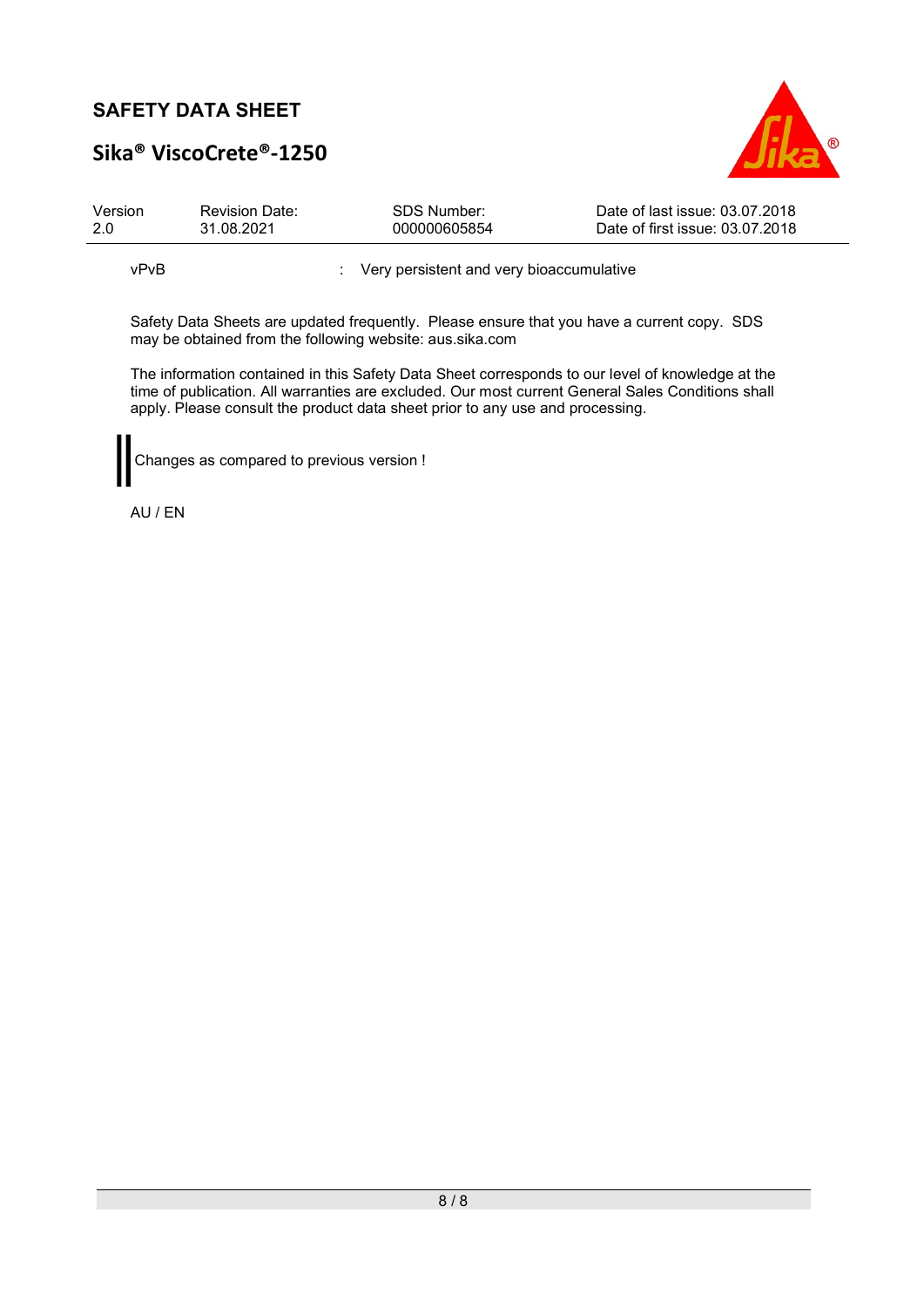vPvB : Very persistent and very bioaccumulative

Safety Data Sheets are updated frequently. Please ensure that you have a current copy. SDS may be obtained from the following website: aus.sika.com

The information contained in this Safety Data Sheet corresponds to our level of knowledge at the time of publication. All warranties are excluded. Our most current General Sales Conditions shall apply. Please consult the product data sheet prior to any use and processing.

Changes as compared to previous version !

AU / EN